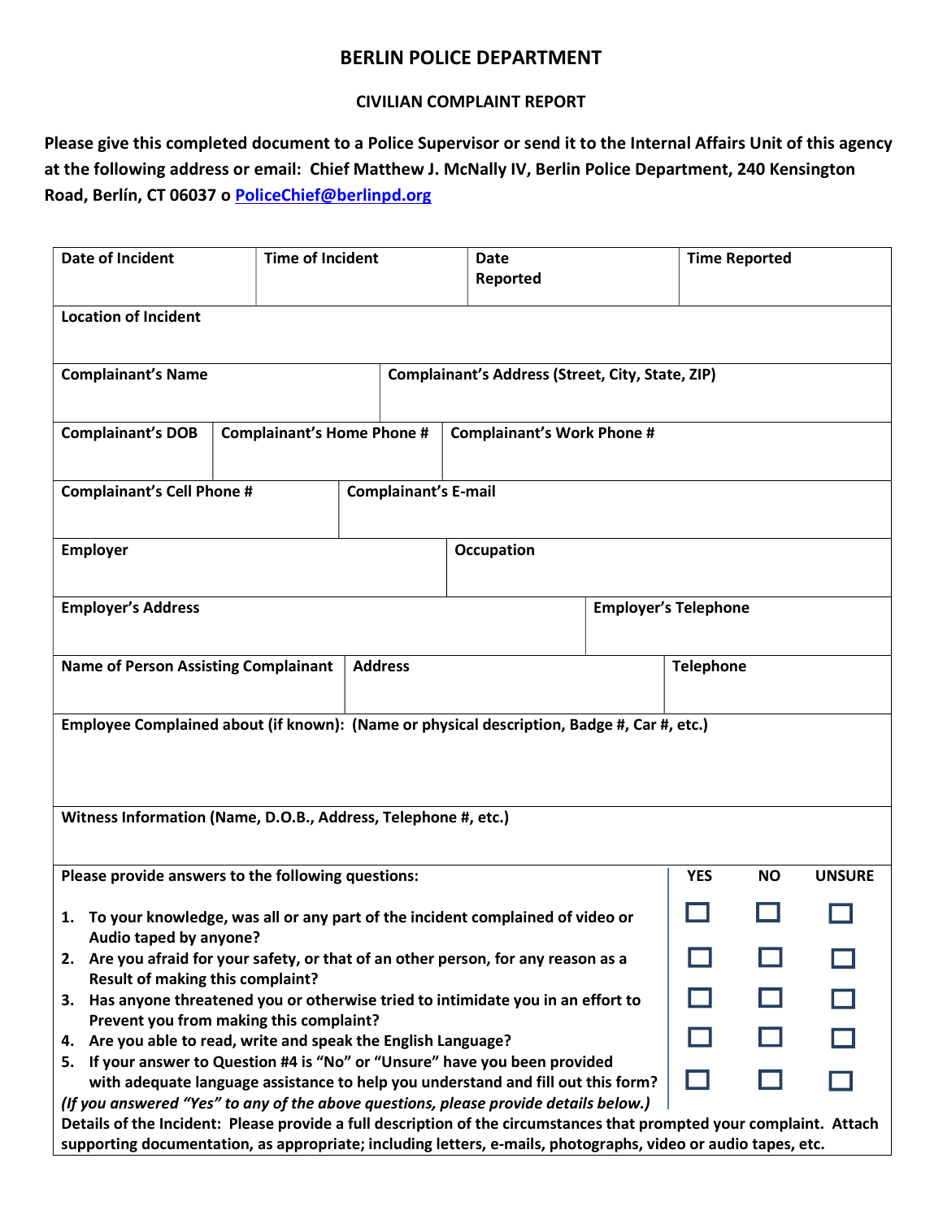# BERLIN POLICE DEPARTMENT

## CIVILIAN COMPLAINT REPORT

**Please give this completed document to a Police Supervisor or send it to the Internal Affairs Unit of this agency at the following address or email: Chief Matthew J. McNally IV, Berlin Police Department, 240 Kensington Road, Berlín, CT 06037 o PoliceChief@berlinpd.org**

| Date of Incident | Time of Incident | Date Reported | Time Reported |
|---|---|---|---|
| | | | |

| Location of Incident |
|---|
| |

| Complainant's Name | Complainant's Address (Street, City, State, ZIP) |
|---|---|
| | |

| Complainant's DOB | Complainant's Home Phone # | Complainant's Work Phone # |
|---|---|---|
| | | |

| Complainant's Cell Phone # | Complainant's E-mail |
|---|---|
| | |

| Employer | Occupation |
|---|---|
| | |

| Employer's Address | Employer's Telephone |
|---|---|
| | |

| Name of Person Assisting Complainant | Address | Telephone |
|---|---|---|
| | | |

| Employee Complained about (if known): (Name or physical description, Badge #, Car #, etc.) |
|---|
| |

| Witness Information (Name, D.O.B., Address, Telephone #, etc.) |
|---|
| |

| Please provide answers to the following questions: | YES | NO | UNSURE |
|---|---|---|---|
| 1. To your knowledge, was all or any part of the incident complained of video or Audio taped by anyone? | ☐ | ☐ | ☐ |
| 2. Are you afraid for your safety, or that of an other person, for any reason as a Result of making this complaint? | ☐ | ☐ | ☐ |
| 3. Has anyone threatened you or otherwise tried to intimidate you in an effort to Prevent you from making this complaint? | ☐ | ☐ | ☐ |
| 4. Are you able to read, write and speak the English Language? | ☐ | ☐ | ☐ |
| 5. If your answer to Question #4 is "No" or "Unsure" have you been provided with adequate language assistance to help you understand and fill out this form? | ☐ | ☐ | ☐ |

*(If you answered "Yes" to any of the above questions, please provide details below.)*

**Details of the Incident: Please provide a full description of the circumstances that prompted your complaint. Attach supporting documentation, as appropriate; including letters, e-mails, photographs, video or audio tapes, etc.**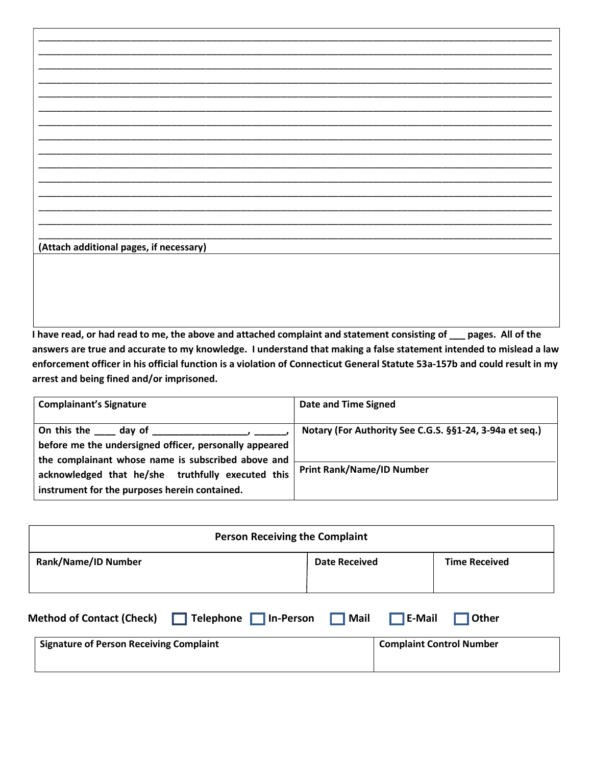\_\_\_\_\_\_\_\_\_\_\_\_\_\_\_\_\_\_\_\_\_\_\_\_\_\_\_\_\_\_\_\_\_\_\_\_\_\_\_\_\_\_\_\_\_\_\_\_\_\_\_\_\_\_\_\_\_\_\_\_\_\_\_\_\_\_\_\_\_\_\_\_\_\_\_\_\_\_

\_\_\_\_\_\_\_\_\_\_\_\_\_\_\_\_\_\_\_\_\_\_\_\_\_\_\_\_\_\_\_\_\_\_\_\_\_\_\_\_\_\_\_\_\_\_\_\_\_\_\_\_\_\_\_\_\_\_\_\_\_\_\_\_\_\_\_\_\_\_\_\_\_\_\_\_\_\_

\_\_\_\_\_\_\_\_\_\_\_\_\_\_\_\_\_\_\_\_\_\_\_\_\_\_\_\_\_\_\_\_\_\_\_\_\_\_\_\_\_\_\_\_\_\_\_\_\_\_\_\_\_\_\_\_\_\_\_\_\_\_\_\_\_\_\_\_\_\_\_\_\_\_\_\_\_\_

\_\_\_\_\_\_\_\_\_\_\_\_\_\_\_\_\_\_\_\_\_\_\_\_\_\_\_\_\_\_\_\_\_\_\_\_\_\_\_\_\_\_\_\_\_\_\_\_\_\_\_\_\_\_\_\_\_\_\_\_\_\_\_\_\_\_\_\_\_\_\_\_\_\_\_\_\_\_

\_\_\_\_\_\_\_\_\_\_\_\_\_\_\_\_\_\_\_\_\_\_\_\_\_\_\_\_\_\_\_\_\_\_\_\_\_\_\_\_\_\_\_\_\_\_\_\_\_\_\_\_\_\_\_\_\_\_\_\_\_\_\_\_\_\_\_\_\_\_\_\_\_\_\_\_\_\_

**(Attach additional pages, if necessary)**

**I have read, or had read to me, the above and attached complaint and statement consisting of \_\_\_ pages. All of the answers are true and accurate to my knowledge. I understand that making a false statement intended to mislead a law enforcement officer in his official function is a violation of Connecticut General Statute 53a-157b and could result in my arrest and being fined and/or imprisoned.**

| | |
|---|---|
| **Complainant's Signature** | **Date and Time Signed** |
| **On this the \_\_\_\_ day of \_\_\_\_\_\_\_\_\_\_\_\_\_\_\_\_\_, \_\_\_\_\_\_, before me the undersigned officer, personally appeared the complainant whose name is subscribed above and acknowledged that he/she truthfully executed this instrument for the purposes herein contained.** | **Notary (For Authority See C.G.S. §§1-24, 3-94a et seq.)**<br><br>**Print Rank/Name/ID Number** |

| **Person Receiving the Complaint** | | |
|---|---|---|
| **Rank/Name/ID Number** | **Date Received** | **Time Received** |
| | | |

**Method of Contact (Check)** ☐ **Telephone** ☐ **In-Person** ☐ **Mail** ☐ **E-Mail** ☐ **Other**

| **Signature of Person Receiving Complaint** | **Complaint Control Number** |
|---|---|
| | |